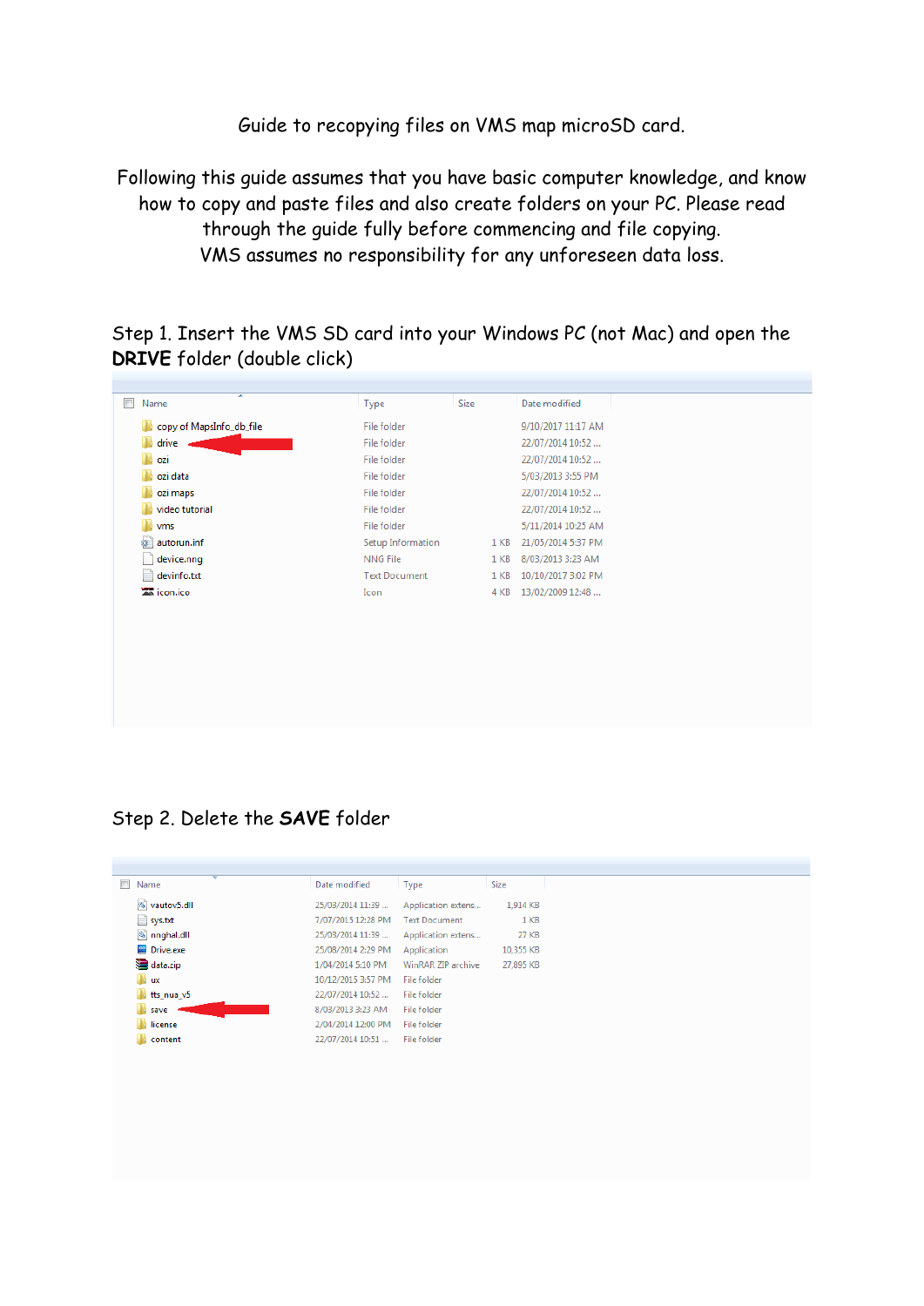Guide to recopying files on VMS map microSD card.

Following this guide assumes that you have basic computer knowledge, and know how to copy and paste files and also create folders on your PC. Please read through the guide fully before commencing and file copying.
VMS assumes no responsibility for any unforeseen data loss.

Step 1. Insert the VMS SD card into your Windows PC (not Mac) and open the **DRIVE** folder (double click)

| Name | Type | Size | Date modified |
|---|---|---|---|
| copy of MapsInfo_db_file | File folder | | 9/10/2017 11:17 AM |
| drive | File folder | | 22/07/2014 10:52 ... |
| ozi | File folder | | 22/07/2014 10:52 ... |
| ozi data | File folder | | 5/03/2013 3:55 PM |
| ozi maps | File folder | | 22/07/2014 10:52 ... |
| video tutorial | File folder | | 22/07/2014 10:52 ... |
| vms | File folder | | 5/11/2014 10:25 AM |
| autorun.inf | Setup Information | 1 KB | 21/05/2014 5:37 PM |
| device.nng | NNG File | 1 KB | 8/03/2013 3:23 AM |
| devinfo.txt | Text Document | 1 KB | 10/10/2017 3:02 PM |
| icon.ico | Icon | 4 KB | 13/02/2009 12:48 ... |

Step 2. Delete the **SAVE** folder

| Name | Date modified | Type | Size |
|---|---|---|---|
| vautov5.dll | 25/03/2014 11:39 ... | Application extens... | 1,914 KB |
| sys.txt | 7/07/2015 12:28 PM | Text Document | 1 KB |
| nnghal.dll | 25/03/2014 11:39 ... | Application extens... | 27 KB |
| Drive.exe | 25/08/2014 2:29 PM | Application | 10,355 KB |
| data.zip | 1/04/2014 5:10 PM | WinRAR ZIP archive | 27,895 KB |
| ux | 10/12/2015 3:57 PM | File folder | |
| tts_nua_v5 | 22/07/2014 10:52 ... | File folder | |
| save | 8/03/2013 3:23 AM | File folder | |
| license | 2/04/2014 12:00 PM | File folder | |
| content | 22/07/2014 10:51 ... | File folder | |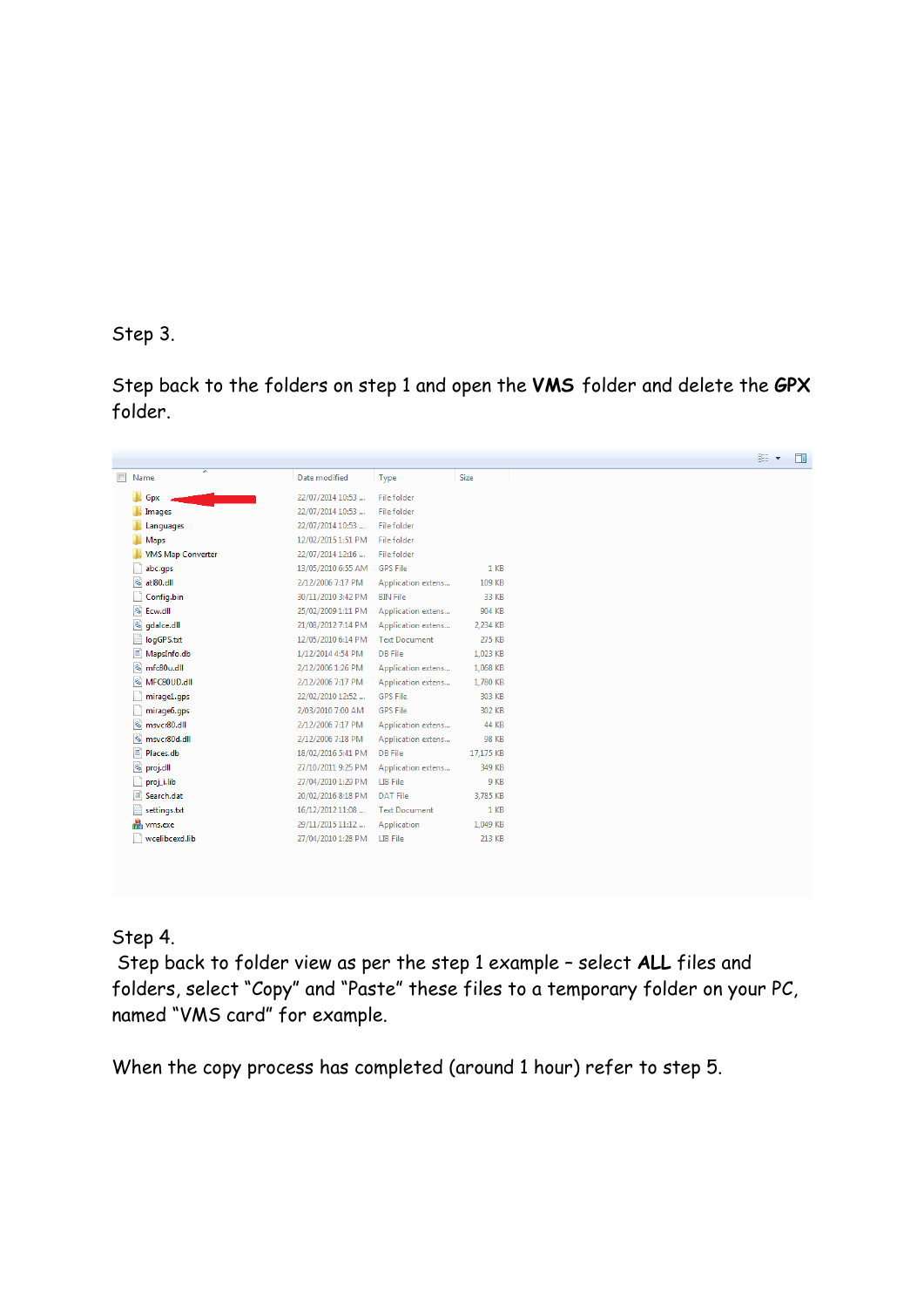Step 3.

Step back to the folders on step 1 and open the **VMS** folder and delete the **GPX** folder.

| Name | Date modified | Type | Size |
|---|---|---|---|
| Gpx | 22/07/2014 10:53 ... | File folder | |
| Images | 22/07/2014 10:53 ... | File folder | |
| Languages | 22/07/2014 10:53 ... | File folder | |
| Maps | 12/02/2015 1:51 PM | File folder | |
| VMS Map Converter | 22/07/2014 12:16 ... | File folder | |
| abc.gps | 13/05/2010 6:55 AM | GPS File | 1 KB |
| atl80.dll | 2/12/2006 7:17 PM | Application extens... | 109 KB |
| Config.bin | 30/11/2010 3:42 PM | BIN File | 33 KB |
| Ecw.dll | 25/02/2009 1:11 PM | Application extens... | 904 KB |
| gdalce.dll | 21/08/2012 7:14 PM | Application extens... | 2,234 KB |
| logGPS.txt | 12/05/2010 6:14 PM | Text Document | 275 KB |
| MapsInfo.db | 1/12/2014 4:54 PM | DB File | 1,023 KB |
| mfc80u.dll | 2/12/2006 1:26 PM | Application extens... | 1,068 KB |
| MFC80UD.dll | 2/12/2006 7:17 PM | Application extens... | 1,780 KB |
| mirage1.gps | 22/02/2010 12:52 ... | GPS File | 303 KB |
| mirage6.gps | 2/03/2010 7:00 AM | GPS File | 302 KB |
| msvcr80.dll | 2/12/2006 7:17 PM | Application extens... | 44 KB |
| msvcr80d.dll | 2/12/2006 7:18 PM | Application extens... | 98 KB |
| Places.db | 18/02/2016 5:41 PM | DB File | 17,175 KB |
| proj.dll | 27/10/2011 9:25 PM | Application extens... | 349 KB |
| proj_i.lib | 27/04/2010 1:29 PM | LIB File | 9 KB |
| Search.dat | 20/02/2016 8:18 PM | DAT File | 3,785 KB |
| settings.txt | 16/12/2012 11:08 ... | Text Document | 1 KB |
| vms.exe | 29/11/2015 11:12 ... | Application | 1,049 KB |
| wcelibcexd.lib | 27/04/2010 1:28 PM | LIB File | 213 KB |

Step 4.

Step back to folder view as per the step 1 example – select **ALL** files and folders, select "Copy" and "Paste" these files to a temporary folder on your PC, named "VMS card" for example.

When the copy process has completed (around 1 hour) refer to step 5.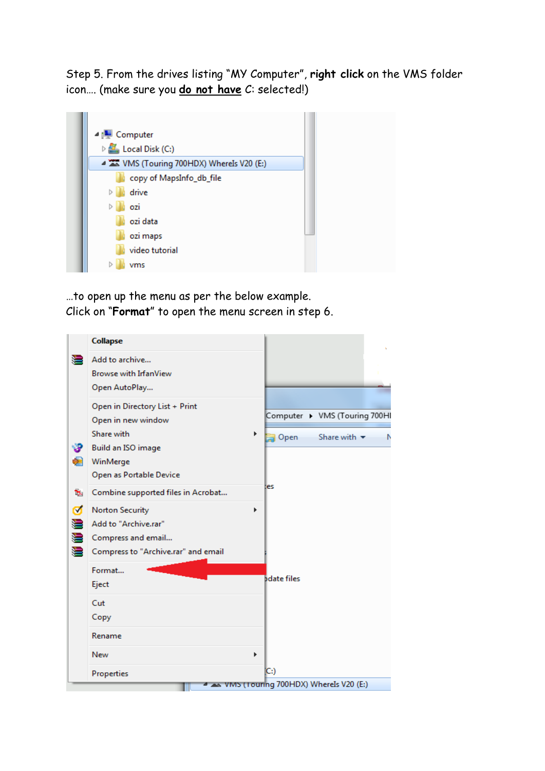Step 5. From the drives listing "MY Computer", **right click** on the VMS folder icon…. (make sure you **do not have** C: selected!)

…to open up the menu as per the below example.
Click on "**Format**" to open the menu screen in step 6.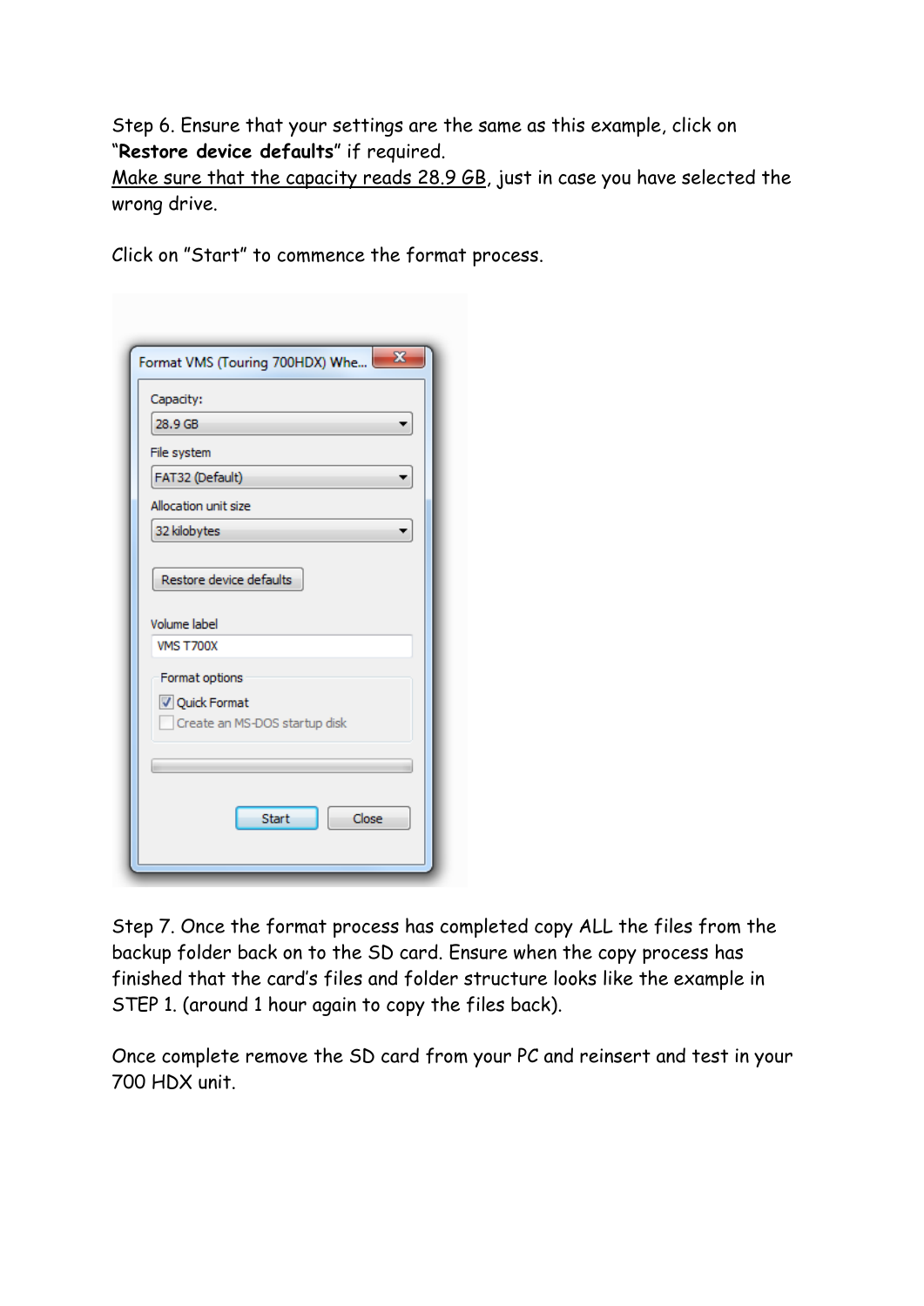Step 6. Ensure that your settings are the same as this example, click on "**Restore device defaults**" if required.
Make sure that the capacity reads 28.9 GB, just in case you have selected the wrong drive.

Click on "Start" to commence the format process.

Format VMS (Touring 700HDX) Whe...

Capacity:
28.9 GB
File system
FAT32 (Default)
Allocation unit size
32 kilobytes
Restore device defaults
Volume label
VMS T700X
Format options
Quick Format
Create an MS-DOS startup disk
Start
Close

Step 7. Once the format process has completed copy ALL the files from the backup folder back on to the SD card. Ensure when the copy process has finished that the card's files and folder structure looks like the example in STEP 1. (around 1 hour again to copy the files back).

Once complete remove the SD card from your PC and reinsert and test in your 700 HDX unit.